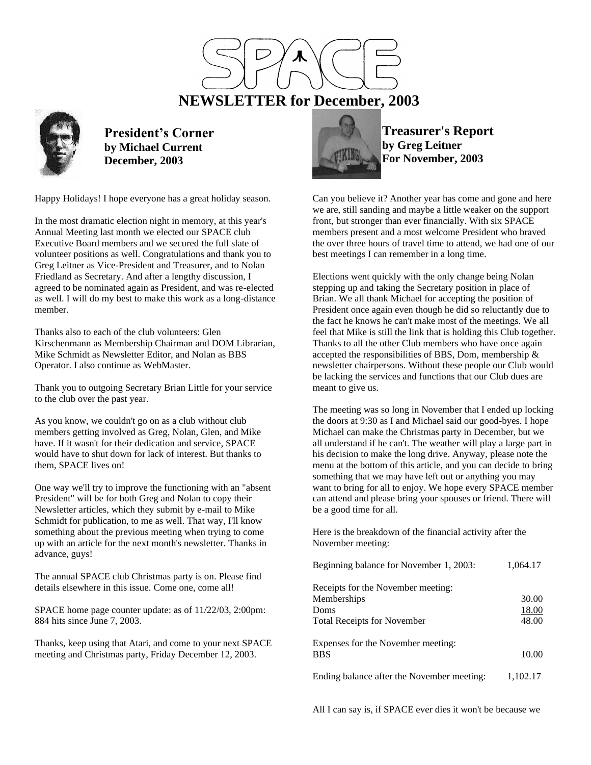# SPACE

# NEWSLETTER for December, 2003

## President's Corner
**by Michael Current**
**December, 2003**

Happy Holidays! I hope everyone has a great holiday season.

In the most dramatic election night in memory, at this year's Annual Meeting last month we elected our SPACE club Executive Board members and we secured the full slate of volunteer positions as well. Congratulations and thank you to Greg Leitner as Vice-President and Treasurer, and to Nolan Friedland as Secretary. And after a lengthy discussion, I agreed to be nominated again as President, and was re-elected as well. I will do my best to make this work as a long-distance member.

Thanks also to each of the club volunteers: Glen Kirschenmann as Membership Chairman and DOM Librarian, Mike Schmidt as Newsletter Editor, and Nolan as BBS Operator. I also continue as WebMaster.

Thank you to outgoing Secretary Brian Little for your service to the club over the past year.

As you know, we couldn't go on as a club without club members getting involved as Greg, Nolan, Glen, and Mike have. If it wasn't for their dedication and service, SPACE would have to shut down for lack of interest. But thanks to them, SPACE lives on!

One way we'll try to improve the functioning with an "absent President" will be for both Greg and Nolan to copy their Newsletter articles, which they submit by e-mail to Mike Schmidt for publication, to me as well. That way, I'll know something about the previous meeting when trying to come up with an article for the next month's newsletter. Thanks in advance, guys!

The annual SPACE club Christmas party is on. Please find details elsewhere in this issue. Come one, come all!

SPACE home page counter update: as of 11/22/03, 2:00pm: 884 hits since June 7, 2003.

Thanks, keep using that Atari, and come to your next SPACE meeting and Christmas party, Friday December 12, 2003.

## Treasurer's Report
**by Greg Leitner**
**For November, 2003**

Can you believe it? Another year has come and gone and here we are, still sanding and maybe a little weaker on the support front, but stronger than ever financially. With six SPACE members present and a most welcome President who braved the over three hours of travel time to attend, we had one of our best meetings I can remember in a long time.

Elections went quickly with the only change being Nolan stepping up and taking the Secretary position in place of Brian. We all thank Michael for accepting the position of President once again even though he did so reluctantly due to the fact he knows he can't make most of the meetings. We all feel that Mike is still the link that is holding this Club together. Thanks to all the other Club members who have once again accepted the responsibilities of BBS, Dom, membership & newsletter chairpersons. Without these people our Club would be lacking the services and functions that our Club dues are meant to give us.

The meeting was so long in November that I ended up locking the doors at 9:30 as I and Michael said our good-byes. I hope Michael can make the Christmas party in December, but we all understand if he can't. The weather will play a large part in his decision to make the long drive. Anyway, please note the menu at the bottom of this article, and you can decide to bring something that we may have left out or anything you may want to bring for all to enjoy. We hope every SPACE member can attend and please bring your spouses or friend. There will be a good time for all.

Here is the breakdown of the financial activity after the November meeting:

| | |
|---|---|
| Beginning balance for November 1, 2003: | 1,064.17 |
| | |
| Receipts for the November meeting: | |
| Memberships | 30.00 |
| Doms | 18.00 |
| Total Receipts for November | 48.00 |
| | |
| Expenses for the November meeting: | |
| BBS | 10.00 |
| | |
| Ending balance after the November meeting: | 1,102.17 |

All I can say is, if SPACE ever dies it won't be because we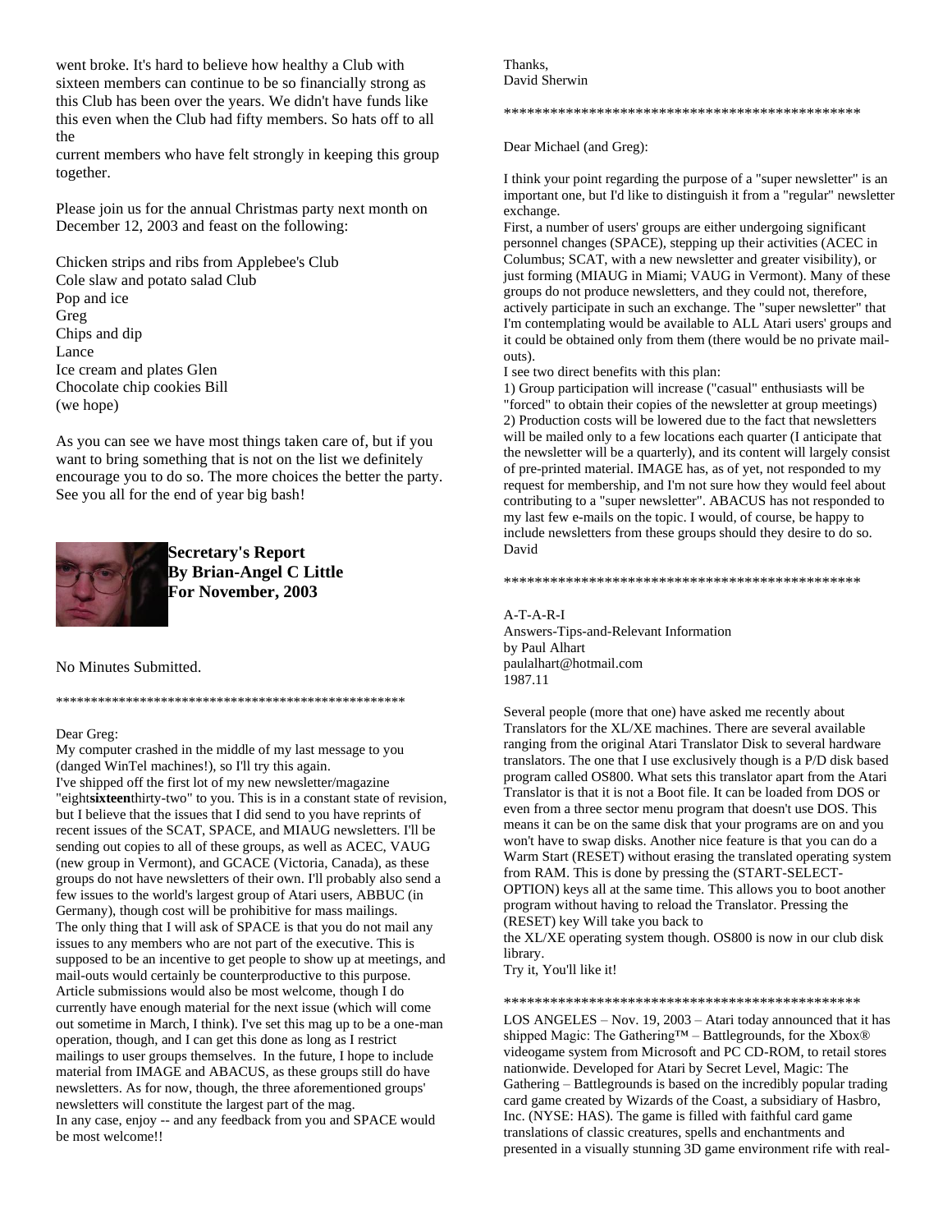went broke. It's hard to believe how healthy a Club with sixteen members can continue to be so financially strong as this Club has been over the years. We didn't have funds like this even when the Club had fifty members. So hats off to all the current members who have felt strongly in keeping this group together.

Please join us for the annual Christmas party next month on December 12, 2003 and feast on the following:

Chicken strips and ribs from Applebee's Club
Cole slaw and potato salad Club
Pop and ice
Greg
Chips and dip
Lance
Ice cream and plates Glen
Chocolate chip cookies Bill
(we hope)

As you can see we have most things taken care of, but if you want to bring something that is not on the list we definitely encourage you to do so. The more choices the better the party. See you all for the end of year big bash!

**Secretary's Report**
**By Brian-Angel C Little**
**For November, 2003**

No Minutes Submitted.

***************************************************

Dear Greg:
My computer crashed in the middle of my last message to you (danged WinTel machines!), so I'll try this again.
I've shipped off the first lot of my new newsletter/magazine "eight**sixteen**thirty-two" to you. This is in a constant state of revision, but I believe that the issues that I did send to you have reprints of recent issues of the SCAT, SPACE, and MIAUG newsletters. I'll be sending out copies to all of these groups, as well as ACEC, VAUG (new group in Vermont), and GCACE (Victoria, Canada), as these groups do not have newsletters of their own. I'll probably also send a few issues to the world's largest group of Atari users, ABBUC (in Germany), though cost will be prohibitive for mass mailings.
The only thing that I will ask of SPACE is that you do not mail any issues to any members who are not part of the executive. This is supposed to be an incentive to get people to show up at meetings, and mail-outs would certainly be counterproductive to this purpose. Article submissions would also be most welcome, though I do currently have enough material for the next issue (which will come out sometime in March, I think). I've set this mag up to be a one-man operation, though, and I can get this done as long as I restrict mailings to user groups themselves. In the future, I hope to include material from IMAGE and ABACUS, as these groups still do have newsletters. As for now, though, the three aforementioned groups' newsletters will constitute the largest part of the mag.
In any case, enjoy -- and any feedback from you and SPACE would be most welcome!!

Thanks,
David Sherwin

***********************************************

Dear Michael (and Greg):

I think your point regarding the purpose of a "super newsletter" is an important one, but I'd like to distinguish it from a "regular" newsletter exchange.
First, a number of users' groups are either undergoing significant personnel changes (SPACE), stepping up their activities (ACEC in Columbus; SCAT, with a new newsletter and greater visibility), or just forming (MIAUG in Miami; VAUG in Vermont). Many of these groups do not produce newsletters, and they could not, therefore, actively participate in such an exchange. The "super newsletter" that I'm contemplating would be available to ALL Atari users' groups and it could be obtained only from them (there would be no private mail-outs).
I see two direct benefits with this plan:
1) Group participation will increase ("casual" enthusiasts will be "forced" to obtain their copies of the newsletter at group meetings)
2) Production costs will be lowered due to the fact that newsletters will be mailed only to a few locations each quarter (I anticipate that the newsletter will be a quarterly), and its content will largely consist of pre-printed material. IMAGE has, as of yet, not responded to my request for membership, and I'm not sure how they would feel about contributing to a "super newsletter". ABACUS has not responded to my last few e-mails on the topic. I would, of course, be happy to include newsletters from these groups should they desire to do so.
David

***********************************************

A-T-A-R-I
Answers-Tips-and-Relevant Information
by Paul Alhart
paulalhart@hotmail.com
1987.11

Several people (more that one) have asked me recently about Translators for the XL/XE machines. There are several available ranging from the original Atari Translator Disk to several hardware translators. The one that I use exclusively though is a P/D disk based program called OS800. What sets this translator apart from the Atari Translator is that it is not a Boot file. It can be loaded from DOS or even from a three sector menu program that doesn't use DOS. This means it can be on the same disk that your programs are on and you won't have to swap disks. Another nice feature is that you can do a Warm Start (RESET) without erasing the translated operating system from RAM. This is done by pressing the (START-SELECT-OPTION) keys all at the same time. This allows you to boot another program without having to reload the Translator. Pressing the (RESET) key Will take you back to the XL/XE operating system though. OS800 is now in our club disk library.
Try it, You'll like it!

***********************************************

LOS ANGELES – Nov. 19, 2003 – Atari today announced that it has shipped Magic: The Gathering™ – Battlegrounds, for the Xbox® videogame system from Microsoft and PC CD-ROM, to retail stores nationwide. Developed for Atari by Secret Level, Magic: The Gathering – Battlegrounds is based on the incredibly popular trading card game created by Wizards of the Coast, a subsidiary of Hasbro, Inc. (NYSE: HAS). The game is filled with faithful card game translations of classic creatures, spells and enchantments and presented in a visually stunning 3D game environment rife with real-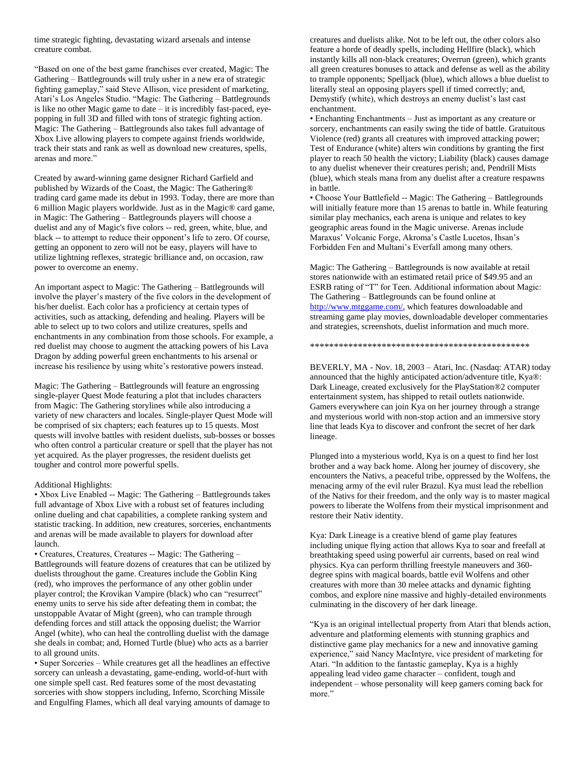time strategic fighting, devastating wizard arsenals and intense creature combat.

"Based on one of the best game franchises ever created, Magic: The Gathering – Battlegrounds will truly usher in a new era of strategic fighting gameplay," said Steve Allison, vice president of marketing, Atari's Los Angeles Studio. "Magic: The Gathering – Battlegrounds is like no other Magic game to date – it is incredibly fast-paced, eye-popping in full 3D and filled with tons of strategic fighting action. Magic: The Gathering – Battlegrounds also takes full advantage of Xbox Live allowing players to compete against friends worldwide, track their stats and rank as well as download new creatures, spells, arenas and more."

Created by award-winning game designer Richard Garfield and published by Wizards of the Coast, the Magic: The Gathering® trading card game made its debut in 1993. Today, there are more than 6 million Magic players worldwide. Just as in the Magic® card game, in Magic: The Gathering – Battlegrounds players will choose a duelist and any of Magic's five colors -- red, green, white, blue, and black -- to attempt to reduce their opponent's life to zero. Of course, getting an opponent to zero will not be easy, players will have to utilize lightning reflexes, strategic brilliance and, on occasion, raw power to overcome an enemy.

An important aspect to Magic: The Gathering – Battlegrounds will involve the player's mastery of the five colors in the development of his/her duelist. Each color has a proficiency at certain types of activities, such as attacking, defending and healing. Players will be able to select up to two colors and utilize creatures, spells and enchantments in any combination from those schools. For example, a red duelist may choose to augment the attacking powers of his Lava Dragon by adding powerful green enchantments to his arsenal or increase his resilience by using white's restorative powers instead.

Magic: The Gathering – Battlegrounds will feature an engrossing single-player Quest Mode featuring a plot that includes characters from Magic: The Gathering storylines while also introducing a variety of new characters and locales. Single-player Quest Mode will be comprised of six chapters; each features up to 15 quests. Most quests will involve battles with resident duelists, sub-bosses or bosses who often control a particular creature or spell that the player has not yet acquired. As the player progresses, the resident duelists get tougher and control more powerful spells.

Additional Highlights:

- Xbox Live Enabled -- Magic: The Gathering – Battlegrounds takes full advantage of Xbox Live with a robust set of features including online dueling and chat capabilities, a complete ranking system and statistic tracking. In addition, new creatures, sorceries, enchantments and arenas will be made available to players for download after launch.
- Creatures, Creatures, Creatures -- Magic: The Gathering – Battlegrounds will feature dozens of creatures that can be utilized by duelists throughout the game. Creatures include the Goblin King (red), who improves the performance of any other goblin under player control; the Krovikan Vampire (black) who can "resurrect" enemy units to serve his side after defeating them in combat; the unstoppable Avatar of Might (green), who can trample through defending forces and still attack the opposing duelist; the Warrior Angel (white), who can heal the controlling duelist with the damage she deals in combat; and, Horned Turtle (blue) who acts as a barrier to all ground units.
- Super Sorceries – While creatures get all the headlines an effective sorcery can unleash a devastating, game-ending, world-of-hurt with one simple spell cast. Red features some of the most devastating sorceries with show stoppers including, Inferno, Scorching Missile and Engulfing Flames, which all deal varying amounts of damage to creatures and duelists alike. Not to be left out, the other colors also feature a horde of deadly spells, including Hellfire (black), which instantly kills all non-black creatures; Overrun (green), which grants all green creatures bonuses to attack and defense as well as the ability to trample opponents; Spelljack (blue), which allows a blue duelist to literally steal an opposing players spell if timed correctly; and, Demystify (white), which destroys an enemy duelist's last cast enchantment.
- Enchanting Enchantments – Just as important as any creature or sorcery, enchantments can easily swing the tide of battle. Gratuitous Violence (red) grants all creatures with improved attacking power; Test of Endurance (white) alters win conditions by granting the first player to reach 50 health the victory; Liability (black) causes damage to any duelist whenever their creatures perish; and, Pendrill Mists (blue), which steals mana from any duelist after a creature respawns in battle.
- Choose Your Battlefield -- Magic: The Gathering – Battlegrounds will initially feature more than 15 arenas to battle in. While featuring similar play mechanics, each arena is unique and relates to key geographic areas found in the Magic universe. Arenas include Maraxus' Volcanic Forge, Akroma's Castle Lucetos, Ihsan's Forbidden Fen and Multani's Everfall among many others.

Magic: The Gathering – Battlegrounds is now available at retail stores nationwide with an estimated retail price of $49.95 and an ESRB rating of "T" for Teen. Additional information about Magic: The Gathering – Battlegrounds can be found online at http://www.mtggame.com/, which features downloadable and streaming game play movies, downloadable developer commentaries and strategies, screenshots, duelist information and much more.

\*\*\*\*\*\*\*\*\*\*\*\*\*\*\*\*\*\*\*\*\*\*\*\*\*\*\*\*\*\*\*\*\*\*\*\*\*\*\*\*\*\*\*\*\*\*

BEVERLY, MA - Nov. 18, 2003 – Atari, Inc. (Nasdaq: ATAR) today announced that the highly anticipated action/adventure title, Kya®: Dark Lineage, created exclusively for the PlayStation®2 computer entertainment system, has shipped to retail outlets nationwide. Gamers everywhere can join Kya on her journey through a strange and mysterious world with non-stop action and an immersive story line that leads Kya to discover and confront the secret of her dark lineage.

Plunged into a mysterious world, Kya is on a quest to find her lost brother and a way back home. Along her journey of discovery, she encounters the Nativs, a peaceful tribe, oppressed by the Wolfens, the menacing army of the evil ruler Brazul. Kya must lead the rebellion of the Nativs for their freedom, and the only way is to master magical powers to liberate the Wolfens from their mystical imprisonment and restore their Nativ identity.

Kya: Dark Lineage is a creative blend of game play features including unique flying action that allows Kya to soar and freefall at breathtaking speed using powerful air currents, based on real wind physics. Kya can perform thrilling freestyle maneuvers and 360-degree spins with magical boards, battle evil Wolfens and other creatures with more than 30 melee attacks and dynamic fighting combos, and explore nine massive and highly-detailed environments culminating in the discovery of her dark lineage.

"Kya is an original intellectual property from Atari that blends action, adventure and platforming elements with stunning graphics and distinctive game play mechanics for a new and innovative gaming experience," said Nancy MacIntyre, vice president of marketing for Atari. "In addition to the fantastic gameplay, Kya is a highly appealing lead video game character – confident, tough and independent – whose personality will keep gamers coming back for more."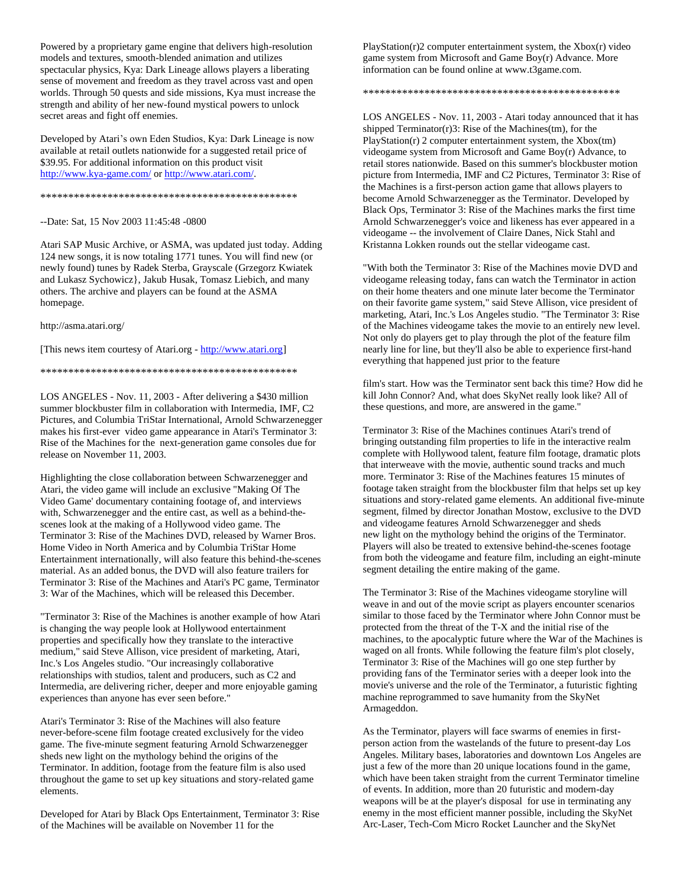Powered by a proprietary game engine that delivers high-resolution models and textures, smooth-blended animation and utilizes spectacular physics, Kya: Dark Lineage allows players a liberating sense of movement and freedom as they travel across vast and open worlds. Through 50 quests and side missions, Kya must increase the strength and ability of her new-found mystical powers to unlock secret areas and fight off enemies.

Developed by Atari's own Eden Studios, Kya: Dark Lineage is now available at retail outlets nationwide for a suggested retail price of $39.95. For additional information on this product visit http://www.kya-game.com/ or http://www.atari.com/.

***********************************************

--Date: Sat, 15 Nov 2003 11:45:48 -0800

Atari SAP Music Archive, or ASMA, was updated just today. Adding 124 new songs, it is now totaling 1771 tunes. You will find new (or newly found) tunes by Radek Sterba, Grayscale (Grzegorz Kwiatek and Lukasz Sychowicz}, Jakub Husak, Tomasz Liebich, and many others. The archive and players can be found at the ASMA homepage.

http://asma.atari.org/

[This news item courtesy of Atari.org - http://www.atari.org]

***********************************************

LOS ANGELES - Nov. 11, 2003 - After delivering a $430 million summer blockbuster film in collaboration with Intermedia, IMF, C2 Pictures, and Columbia TriStar International, Arnold Schwarzenegger makes his first-ever video game appearance in Atari's Terminator 3: Rise of the Machines for the next-generation game consoles due for release on November 11, 2003.

Highlighting the close collaboration between Schwarzenegger and Atari, the video game will include an exclusive "Making Of The Video Game' documentary containing footage of, and interviews with, Schwarzenegger and the entire cast, as well as a behind-the-scenes look at the making of a Hollywood video game. The Terminator 3: Rise of the Machines DVD, released by Warner Bros. Home Video in North America and by Columbia TriStar Home Entertainment internationally, will also feature this behind-the-scenes material. As an added bonus, the DVD will also feature trailers for Terminator 3: Rise of the Machines and Atari's PC game, Terminator 3: War of the Machines, which will be released this December.

"Terminator 3: Rise of the Machines is another example of how Atari is changing the way people look at Hollywood entertainment properties and specifically how they translate to the interactive medium," said Steve Allison, vice president of marketing, Atari, Inc.'s Los Angeles studio. "Our increasingly collaborative relationships with studios, talent and producers, such as C2 and Intermedia, are delivering richer, deeper and more enjoyable gaming experiences than anyone has ever seen before."

Atari's Terminator 3: Rise of the Machines will also feature never-before-scene film footage created exclusively for the video game. The five-minute segment featuring Arnold Schwarzenegger sheds new light on the mythology behind the origins of the Terminator. In addition, footage from the feature film is also used throughout the game to set up key situations and story-related game elements.

Developed for Atari by Black Ops Entertainment, Terminator 3: Rise of the Machines will be available on November 11 for the PlayStation(r)2 computer entertainment system, the Xbox(r) video game system from Microsoft and Game Boy(r) Advance. More information can be found online at www.t3game.com.

***********************************************

LOS ANGELES - Nov. 11, 2003 - Atari today announced that it has shipped Terminator(r)3: Rise of the Machines(tm), for the PlayStation(r) 2 computer entertainment system, the Xbox(tm) videogame system from Microsoft and Game Boy(r) Advance, to retail stores nationwide. Based on this summer's blockbuster motion picture from Intermedia, IMF and C2 Pictures, Terminator 3: Rise of the Machines is a first-person action game that allows players to become Arnold Schwarzenegger as the Terminator. Developed by Black Ops, Terminator 3: Rise of the Machines marks the first time Arnold Schwarzenegger's voice and likeness has ever appeared in a videogame -- the involvement of Claire Danes, Nick Stahl and Kristanna Lokken rounds out the stellar videogame cast.

"With both the Terminator 3: Rise of the Machines movie DVD and videogame releasing today, fans can watch the Terminator in action on their home theaters and one minute later become the Terminator on their favorite game system," said Steve Allison, vice president of marketing, Atari, Inc.'s Los Angeles studio. "The Terminator 3: Rise of the Machines videogame takes the movie to an entirely new level. Not only do players get to play through the plot of the feature film nearly line for line, but they'll also be able to experience first-hand everything that happened just prior to the feature film's start. How was the Terminator sent back this time? How did he kill John Connor? And, what does SkyNet really look like? All of these questions, and more, are answered in the game."

Terminator 3: Rise of the Machines continues Atari's trend of bringing outstanding film properties to life in the interactive realm complete with Hollywood talent, feature film footage, dramatic plots that interweave with the movie, authentic sound tracks and much more. Terminator 3: Rise of the Machines features 15 minutes of footage taken straight from the blockbuster film that helps set up key situations and story-related game elements. An additional five-minute segment, filmed by director Jonathan Mostow, exclusive to the DVD and videogame features Arnold Schwarzenegger and sheds new light on the mythology behind the origins of the Terminator. Players will also be treated to extensive behind-the-scenes footage from both the videogame and feature film, including an eight-minute segment detailing the entire making of the game.

The Terminator 3: Rise of the Machines videogame storyline will weave in and out of the movie script as players encounter scenarios similar to those faced by the Terminator where John Connor must be protected from the threat of the T-X and the initial rise of the machines, to the apocalyptic future where the War of the Machines is waged on all fronts. While following the feature film's plot closely, Terminator 3: Rise of the Machines will go one step further by providing fans of the Terminator series with a deeper look into the movie's universe and the role of the Terminator, a futuristic fighting machine reprogrammed to save humanity from the SkyNet Armageddon.

As the Terminator, players will face swarms of enemies in first-person action from the wastelands of the future to present-day Los Angeles. Military bases, laboratories and downtown Los Angeles are just a few of the more than 20 unique locations found in the game, which have been taken straight from the current Terminator timeline of events. In addition, more than 20 futuristic and modern-day weapons will be at the player's disposal for use in terminating any enemy in the most efficient manner possible, including the SkyNet Arc-Laser, Tech-Com Micro Rocket Launcher and the SkyNet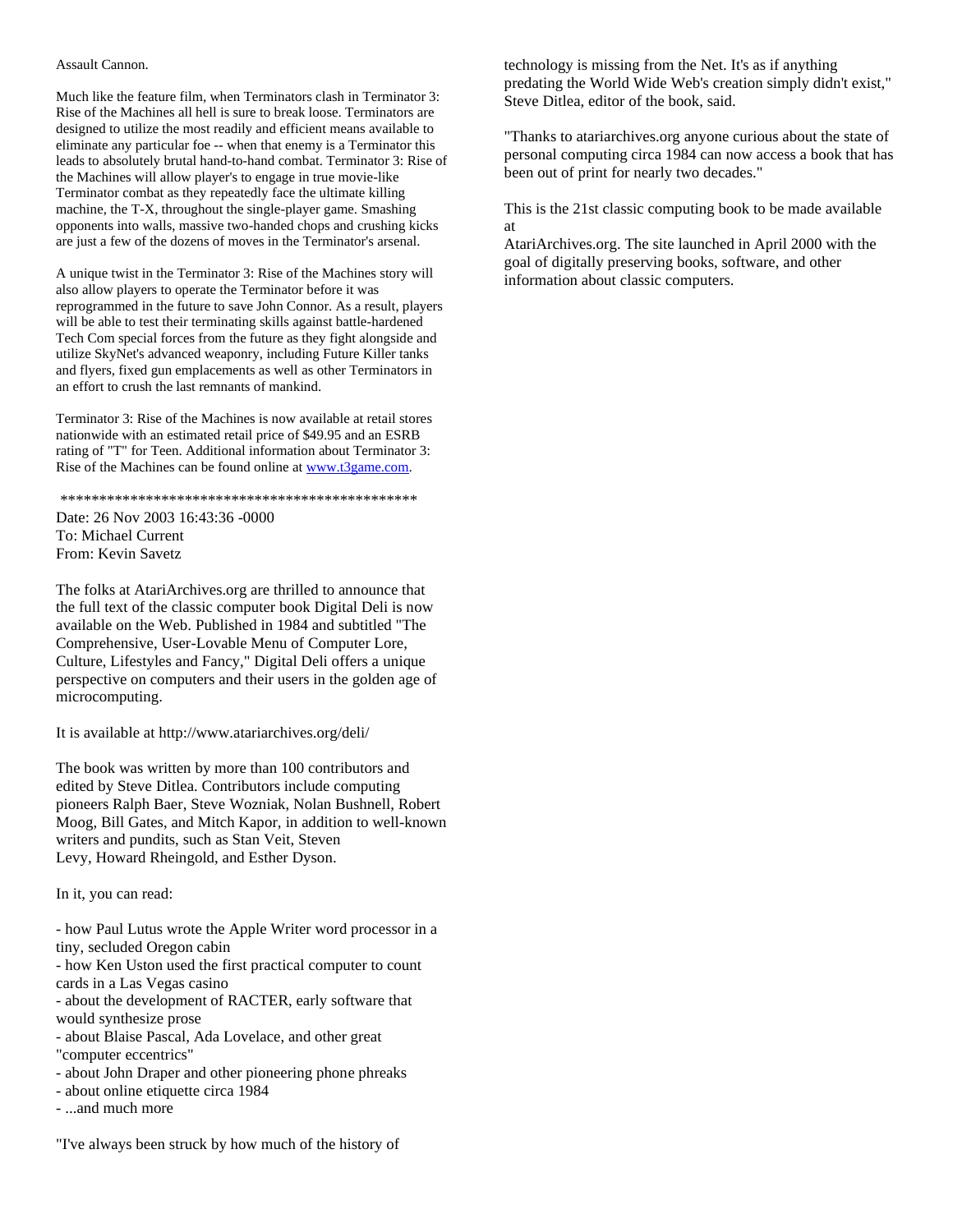Assault Cannon.

Much like the feature film, when Terminators clash in Terminator 3: Rise of the Machines all hell is sure to break loose. Terminators are designed to utilize the most readily and efficient means available to eliminate any particular foe -- when that enemy is a Terminator this leads to absolutely brutal hand-to-hand combat. Terminator 3: Rise of the Machines will allow player's to engage in true movie-like Terminator combat as they repeatedly face the ultimate killing machine, the T-X, throughout the single-player game. Smashing opponents into walls, massive two-handed chops and crushing kicks are just a few of the dozens of moves in the Terminator's arsenal.

A unique twist in the Terminator 3: Rise of the Machines story will also allow players to operate the Terminator before it was reprogrammed in the future to save John Connor. As a result, players will be able to test their terminating skills against battle-hardened Tech Com special forces from the future as they fight alongside and utilize SkyNet's advanced weaponry, including Future Killer tanks and flyers, fixed gun emplacements as well as other Terminators in an effort to crush the last remnants of mankind.

Terminator 3: Rise of the Machines is now available at retail stores nationwide with an estimated retail price of $49.95 and an ESRB rating of "T" for Teen. Additional information about Terminator 3: Rise of the Machines can be found online at www.t3game.com.

\*\*\*\*\*\*\*\*\*\*\*\*\*\*\*\*\*\*\*\*\*\*\*\*\*\*\*\*\*\*\*\*\*\*\*\*\*\*\*\*\*\*\*\*\*\*\*\*

Date: 26 Nov 2003 16:43:36 -0000
To: Michael Current
From: Kevin Savetz

The folks at AtariArchives.org are thrilled to announce that the full text of the classic computer book Digital Deli is now available on the Web. Published in 1984 and subtitled "The Comprehensive, User-Lovable Menu of Computer Lore, Culture, Lifestyles and Fancy," Digital Deli offers a unique perspective on computers and their users in the golden age of microcomputing.

It is available at http://www.atariarchives.org/deli/

The book was written by more than 100 contributors and edited by Steve Ditlea. Contributors include computing pioneers Ralph Baer, Steve Wozniak, Nolan Bushnell, Robert Moog, Bill Gates, and Mitch Kapor, in addition to well-known writers and pundits, such as Stan Veit, Steven Levy, Howard Rheingold, and Esther Dyson.

In it, you can read:

- how Paul Lutus wrote the Apple Writer word processor in a tiny, secluded Oregon cabin
- how Ken Uston used the first practical computer to count cards in a Las Vegas casino
- about the development of RACTER, early software that would synthesize prose
- about Blaise Pascal, Ada Lovelace, and other great "computer eccentrics"
- about John Draper and other pioneering phone phreaks
- about online etiquette circa 1984
- ...and much more

"I've always been struck by how much of the history of technology is missing from the Net. It's as if anything predating the World Wide Web's creation simply didn't exist," Steve Ditlea, editor of the book, said.

"Thanks to atariarchives.org anyone curious about the state of personal computing circa 1984 can now access a book that has been out of print for nearly two decades."

This is the 21st classic computing book to be made available at AtariArchives.org. The site launched in April 2000 with the goal of digitally preserving books, software, and other information about classic computers.